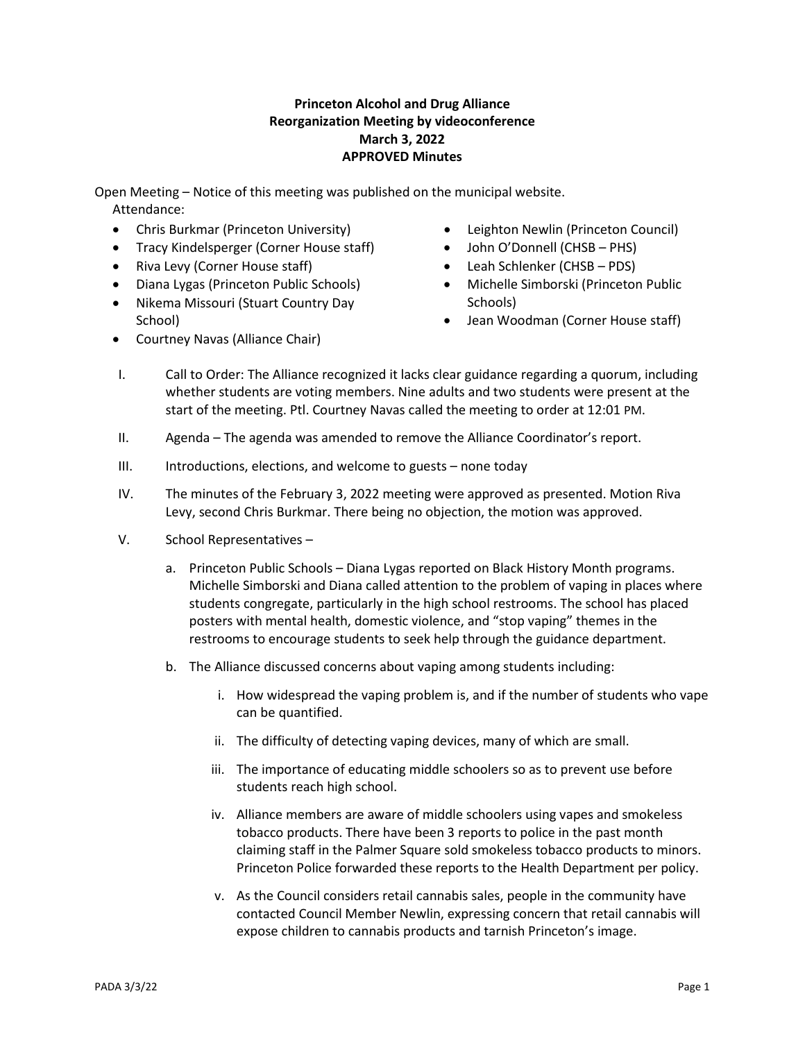**Princeton Alcohol and Drug Alliance**
**Reorganization Meeting by videoconference**
**March 3, 2022**
**APPROVED Minutes**

Open Meeting – Notice of this meeting was published on the municipal website.

Attendance:

- Chris Burkmar (Princeton University)
- Tracy Kindelsperger (Corner House staff)
- Riva Levy (Corner House staff)
- Diana Lygas (Princeton Public Schools)
- Nikema Missouri (Stuart Country Day School)
- Courtney Navas (Alliance Chair)
- Leighton Newlin (Princeton Council)
- John O'Donnell (CHSB – PHS)
- Leah Schlenker (CHSB – PDS)
- Michelle Simborski (Princeton Public Schools)
- Jean Woodman (Corner House staff)

I. Call to Order: The Alliance recognized it lacks clear guidance regarding a quorum, including whether students are voting members. Nine adults and two students were present at the start of the meeting. Ptl. Courtney Navas called the meeting to order at 12:01 PM.

II. Agenda – The agenda was amended to remove the Alliance Coordinator's report.

III. Introductions, elections, and welcome to guests – none today

IV. The minutes of the February 3, 2022 meeting were approved as presented. Motion Riva Levy, second Chris Burkmar. There being no objection, the motion was approved.

V. School Representatives –

   a. Princeton Public Schools – Diana Lygas reported on Black History Month programs. Michelle Simborski and Diana called attention to the problem of vaping in places where students congregate, particularly in the high school restrooms. The school has placed posters with mental health, domestic violence, and "stop vaping" themes in the restrooms to encourage students to seek help through the guidance department.

   b. The Alliance discussed concerns about vaping among students including:

      i. How widespread the vaping problem is, and if the number of students who vape can be quantified.

      ii. The difficulty of detecting vaping devices, many of which are small.

      iii. The importance of educating middle schoolers so as to prevent use before students reach high school.

      iv. Alliance members are aware of middle schoolers using vapes and smokeless tobacco products. There have been 3 reports to police in the past month claiming staff in the Palmer Square sold smokeless tobacco products to minors. Princeton Police forwarded these reports to the Health Department per policy.

      v. As the Council considers retail cannabis sales, people in the community have contacted Council Member Newlin, expressing concern that retail cannabis will expose children to cannabis products and tarnish Princeton's image.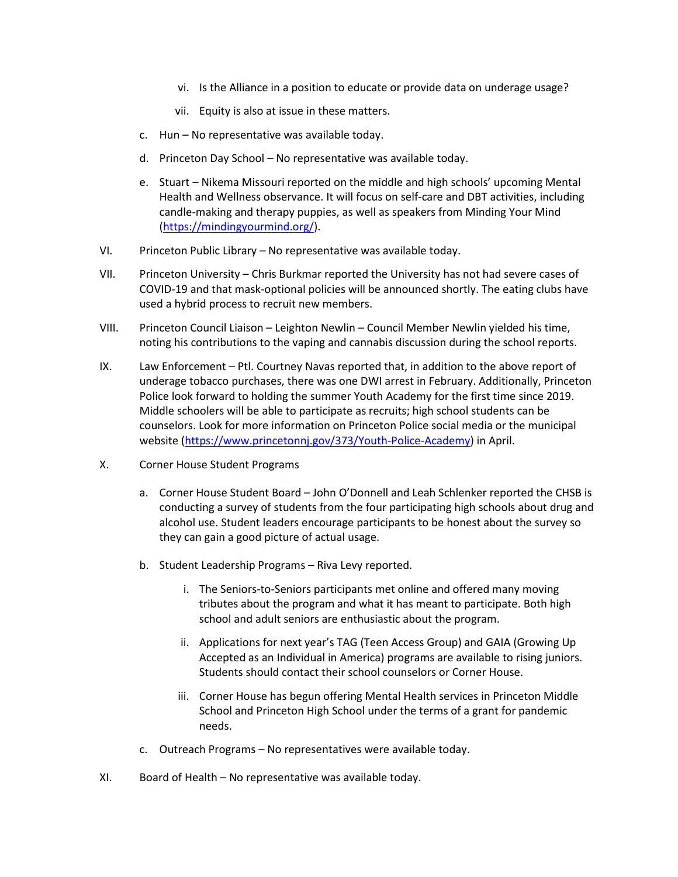vi. Is the Alliance in a position to educate or provide data on underage usage?

   vii. Equity is also at issue in these matters.

c. Hun – No representative was available today.

d. Princeton Day School – No representative was available today.

e. Stuart – Nikema Missouri reported on the middle and high schools' upcoming Mental Health and Wellness observance. It will focus on self-care and DBT activities, including candle-making and therapy puppies, as well as speakers from Minding Your Mind (https://mindingyourmind.org/).

VI. Princeton Public Library – No representative was available today.

VII. Princeton University – Chris Burkmar reported the University has not had severe cases of COVID-19 and that mask-optional policies will be announced shortly. The eating clubs have used a hybrid process to recruit new members.

VIII. Princeton Council Liaison – Leighton Newlin – Council Member Newlin yielded his time, noting his contributions to the vaping and cannabis discussion during the school reports.

IX. Law Enforcement – Ptl. Courtney Navas reported that, in addition to the above report of underage tobacco purchases, there was one DWI arrest in February. Additionally, Princeton Police look forward to holding the summer Youth Academy for the first time since 2019. Middle schoolers will be able to participate as recruits; high school students can be counselors. Look for more information on Princeton Police social media or the municipal website (https://www.princetonnj.gov/373/Youth-Police-Academy) in April.

X. Corner House Student Programs

a. Corner House Student Board – John O'Donnell and Leah Schlenker reported the CHSB is conducting a survey of students from the four participating high schools about drug and alcohol use. Student leaders encourage participants to be honest about the survey so they can gain a good picture of actual usage.

b. Student Leadership Programs – Riva Levy reported.

   i. The Seniors-to-Seniors participants met online and offered many moving tributes about the program and what it has meant to participate. Both high school and adult seniors are enthusiastic about the program.

   ii. Applications for next year's TAG (Teen Access Group) and GAIA (Growing Up Accepted as an Individual in America) programs are available to rising juniors. Students should contact their school counselors or Corner House.

   iii. Corner House has begun offering Mental Health services in Princeton Middle School and Princeton High School under the terms of a grant for pandemic needs.

c. Outreach Programs – No representatives were available today.

XI. Board of Health – No representative was available today.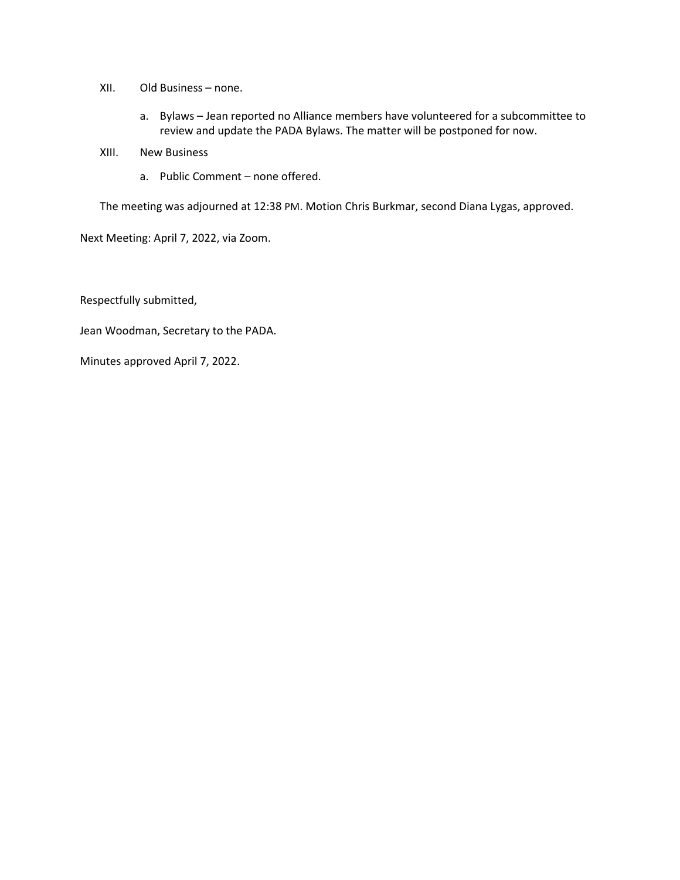XII. Old Business – none.

a. Bylaws – Jean reported no Alliance members have volunteered for a subcommittee to review and update the PADA Bylaws. The matter will be postponed for now.

XIII. New Business

a. Public Comment – none offered.

The meeting was adjourned at 12:38 PM. Motion Chris Burkmar, second Diana Lygas, approved.

Next Meeting: April 7, 2022, via Zoom.

Respectfully submitted,

Jean Woodman, Secretary to the PADA.

Minutes approved April 7, 2022.